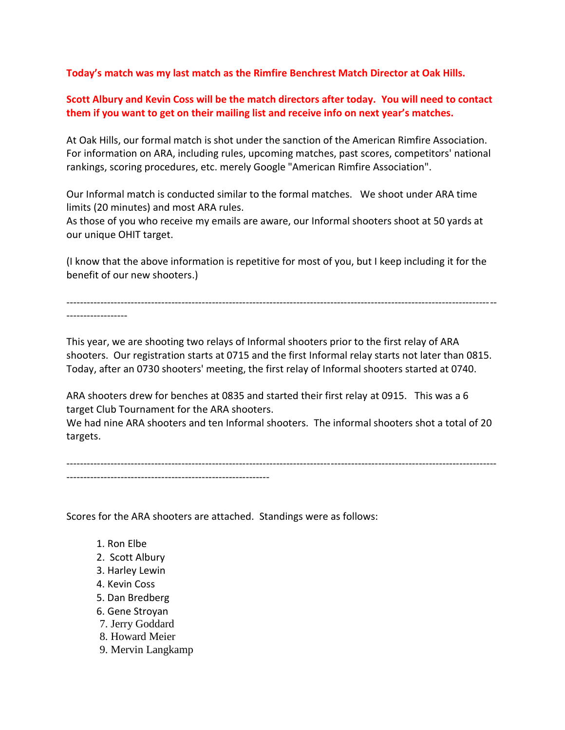**Today's match was my last match as the Rimfire Benchrest Match Director at Oak Hills.**

**Scott Albury and Kevin Coss will be the match directors after today. You will need to contact them if you want to get on their mailing list and receive info on next year's matches.**

At Oak Hills, our formal match is shot under the sanction of the American Rimfire Association. For information on ARA, including rules, upcoming matches, past scores, competitors' national rankings, scoring procedures, etc. merely Google "American Rimfire Association".

Our Informal match is conducted similar to the formal matches. We shoot under ARA time limits (20 minutes) and most ARA rules.
As those of you who receive my emails are aware, our Informal shooters shoot at 50 yards at our unique OHIT target.

(I know that the above information is repetitive for most of you, but I keep including it for the benefit of our new shooters.)

---

This year, we are shooting two relays of Informal shooters prior to the first relay of ARA shooters. Our registration starts at 0715 and the first Informal relay starts not later than 0815. Today, after an 0730 shooters' meeting, the first relay of Informal shooters started at 0740.

ARA shooters drew for benches at 0835 and started their first relay at 0915. This was a 6 target Club Tournament for the ARA shooters.
We had nine ARA shooters and ten Informal shooters. The informal shooters shot a total of 20 targets.

---

Scores for the ARA shooters are attached. Standings were as follows:

1. Ron Elbe
2. Scott Albury
3. Harley Lewin
4. Kevin Coss
5. Dan Bredberg
6. Gene Stroyan
7. Jerry Goddard
8. Howard Meier
9. Mervin Langkamp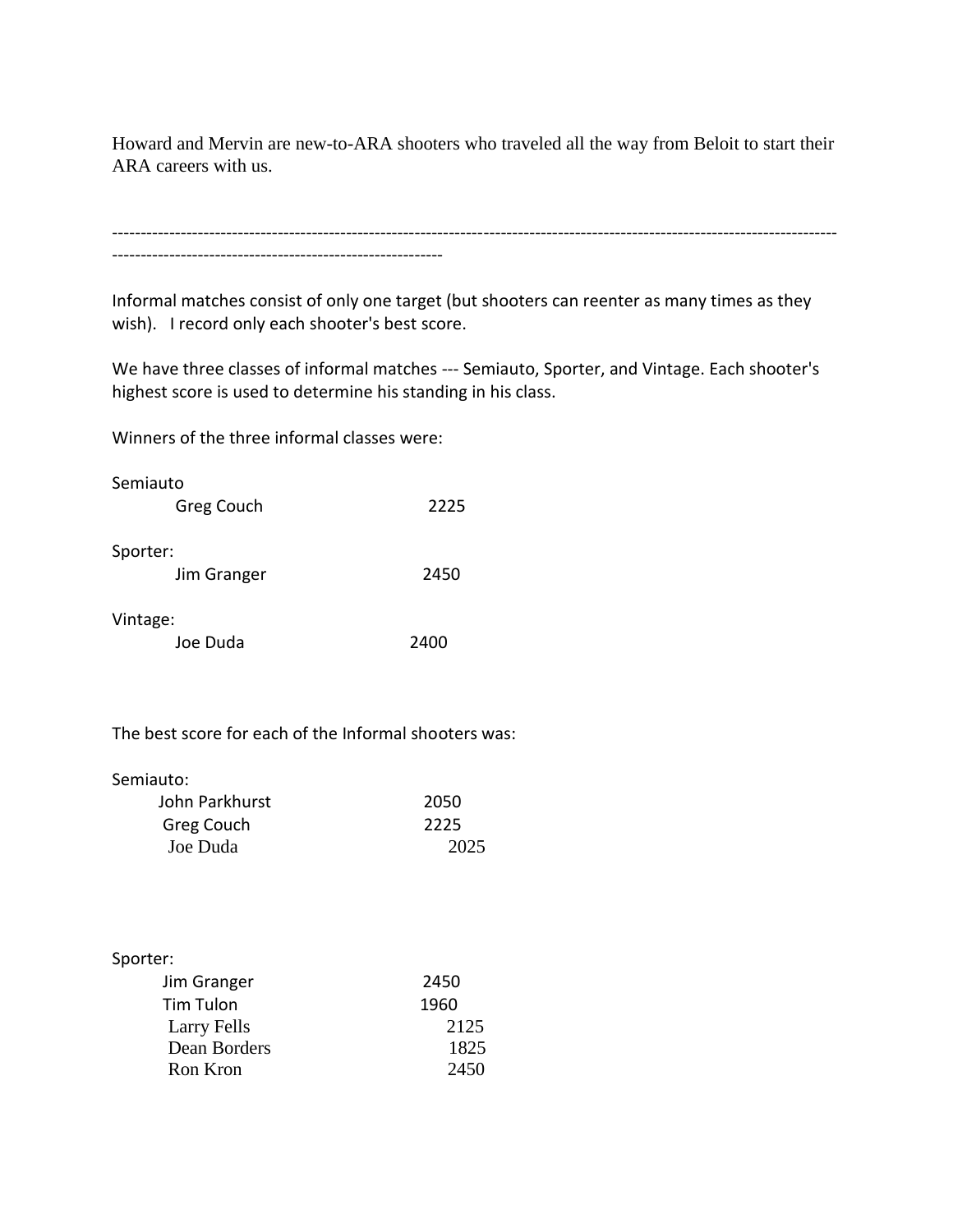Howard and Mervin are new-to-ARA shooters who traveled all the way from Beloit to start their ARA careers with us.

---

Informal matches consist of only one target (but shooters can reenter as many times as they wish). I record only each shooter's best score.

We have three classes of informal matches --- Semiauto, Sporter, and Vintage. Each shooter's highest score is used to determine his standing in his class.

Winners of the three informal classes were:

Semiauto

| | |
|---|---|
| Greg Couch | 2225 |

Sporter:

| | |
|---|---|
| Jim Granger | 2450 |

Vintage:

| | |
|---|---|
| Joe Duda | 2400 |

The best score for each of the Informal shooters was:

Semiauto:

| | |
|---|---|
| John Parkhurst | 2050 |
| Greg Couch | 2225 |
| Joe Duda | 2025 |

Sporter:

| | |
|---|---|
| Jim Granger | 2450 |
| Tim Tulon | 1960 |
| Larry Fells | 2125 |
| Dean Borders | 1825 |
| Ron Kron | 2450 |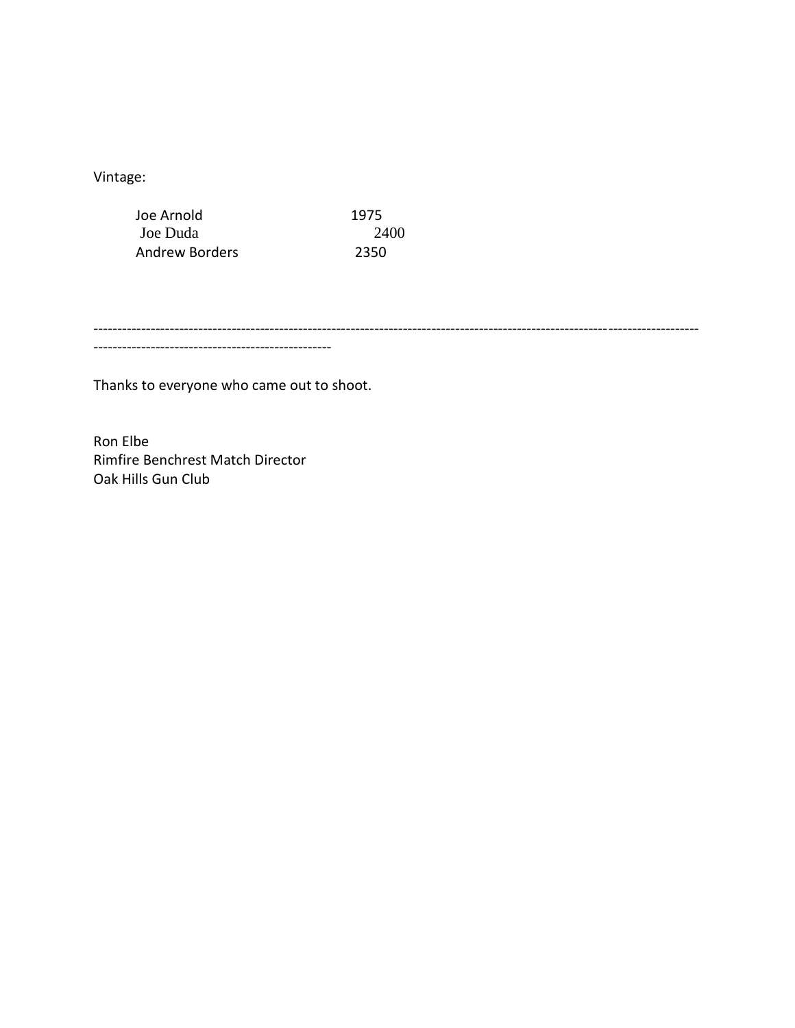Vintage:

| | |
|---|---|
| Joe Arnold | 1975 |
| Joe Duda | 2400 |
| Andrew Borders | 2350 |

---

Thanks to everyone who came out to shoot.

Ron Elbe
Rimfire Benchrest Match Director
Oak Hills Gun Club